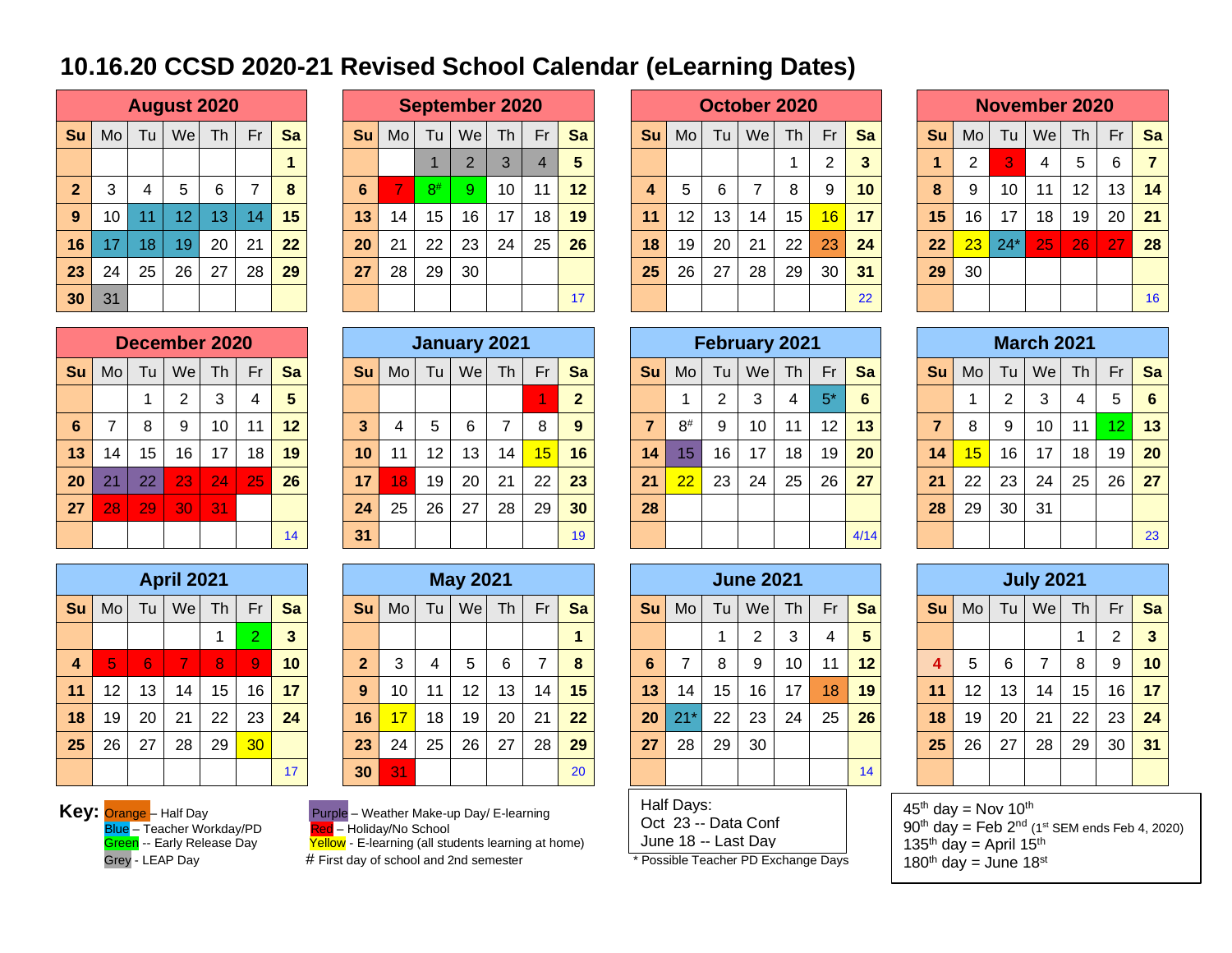# 10.16.20 CCSD 2020-21 Revised School Calendar (eLearning Dates)

## August 2020

| Su | Mo | Tu | We | Th | Fr | Sa |
|---|---|---|---|---|---|---|
| | | | | | | 1 |
| 2 | 3 | 4 | 5 | 6 | 7 | 8 |
| 9 | 10 | 11 | 12 | 13 | 14 | 15 |
| 16 | 17 | 18 | 19 | 20 | 21 | 22 |
| 23 | 24 | 25 | 26 | 27 | 28 | 29 |
| 30 | 31 | | | | | |

## September 2020

| Su | Mo | Tu | We | Th | Fr | Sa |
|---|---|---|---|---|---|---|
| | | 1 | 2 | 3 | 4 | 5 |
| 6 | 7 | 8# | 9 | 10 | 11 | 12 |
| 13 | 14 | 15 | 16 | 17 | 18 | 19 |
| 20 | 21 | 22 | 23 | 24 | 25 | 26 |
| 27 | 28 | 29 | 30 | | | |
| | | | | | | 17 |

## October 2020

| Su | Mo | Tu | We | Th | Fr | Sa |
|---|---|---|---|---|---|---|
| | | | | 1 | 2 | 3 |
| 4 | 5 | 6 | 7 | 8 | 9 | 10 |
| 11 | 12 | 13 | 14 | 15 | 16 | 17 |
| 18 | 19 | 20 | 21 | 22 | 23 | 24 |
| 25 | 26 | 27 | 28 | 29 | 30 | 31 |
| | | | | | | 22 |

## November 2020

| Su | Mo | Tu | We | Th | Fr | Sa |
|---|---|---|---|---|---|---|
| 1 | 2 | 3 | 4 | 5 | 6 | 7 |
| 8 | 9 | 10 | 11 | 12 | 13 | 14 |
| 15 | 16 | 17 | 18 | 19 | 20 | 21 |
| 22 | 23 | 24* | 25 | 26 | 27 | 28 |
| 29 | 30 | | | | | |
| | | | | | | 16 |

## December 2020

| Su | Mo | Tu | We | Th | Fr | Sa |
|---|---|---|---|---|---|---|
| | | 1 | 2 | 3 | 4 | 5 |
| 6 | 7 | 8 | 9 | 10 | 11 | 12 |
| 13 | 14 | 15 | 16 | 17 | 18 | 19 |
| 20 | 21 | 22 | 23 | 24 | 25 | 26 |
| 27 | 28 | 29 | 30 | 31 | | |
| | | | | | | 14 |

## January 2021

| Su | Mo | Tu | We | Th | Fr | Sa |
|---|---|---|---|---|---|---|
| | | | | | 1 | 2 |
| 3 | 4 | 5 | 6 | 7 | 8 | 9 |
| 10 | 11 | 12 | 13 | 14 | 15 | 16 |
| 17 | 18 | 19 | 20 | 21 | 22 | 23 |
| 24 | 25 | 26 | 27 | 28 | 29 | 30 |
| 31 | | | | | | 19 |

## February 2021

| Su | Mo | Tu | We | Th | Fr | Sa |
|---|---|---|---|---|---|---|
| | 1 | 2 | 3 | 4 | 5* | 6 |
| 7 | 8# | 9 | 10 | 11 | 12 | 13 |
| 14 | 15 | 16 | 17 | 18 | 19 | 20 |
| 21 | 22 | 23 | 24 | 25 | 26 | 27 |
| 28 | | | | | | |
| | | | | | | 4/14 |

## March 2021

| Su | Mo | Tu | We | Th | Fr | Sa |
|---|---|---|---|---|---|---|
| | 1 | 2 | 3 | 4 | 5 | 6 |
| 7 | 8 | 9 | 10 | 11 | 12 | 13 |
| 14 | 15 | 16 | 17 | 18 | 19 | 20 |
| 21 | 22 | 23 | 24 | 25 | 26 | 27 |
| 28 | 29 | 30 | 31 | | | |
| | | | | | | 23 |

## April 2021

| Su | Mo | Tu | We | Th | Fr | Sa |
|---|---|---|---|---|---|---|
| | | | | 1 | 2 | 3 |
| 4 | 5 | 6 | 7 | 8 | 9 | 10 |
| 11 | 12 | 13 | 14 | 15 | 16 | 17 |
| 18 | 19 | 20 | 21 | 22 | 23 | 24 |
| 25 | 26 | 27 | 28 | 29 | 30 | |
| | | | | | | 17 |

## May 2021

| Su | Mo | Tu | We | Th | Fr | Sa |
|---|---|---|---|---|---|---|
| | | | | | | 1 |
| 2 | 3 | 4 | 5 | 6 | 7 | 8 |
| 9 | 10 | 11 | 12 | 13 | 14 | 15 |
| 16 | 17 | 18 | 19 | 20 | 21 | 22 |
| 23 | 24 | 25 | 26 | 27 | 28 | 29 |
| 30 | 31 | | | | | 20 |

## June 2021

| Su | Mo | Tu | We | Th | Fr | Sa |
|---|---|---|---|---|---|---|
| | | 1 | 2 | 3 | 4 | 5 |
| 6 | 7 | 8 | 9 | 10 | 11 | 12 |
| 13 | 14 | 15 | 16 | 17 | 18 | 19 |
| 20 | 21* | 22 | 23 | 24 | 25 | 26 |
| 27 | 28 | 29 | 30 | | | |
| | | | | | | 14 |

## July 2021

| Su | Mo | Tu | We | Th | Fr | Sa |
|---|---|---|---|---|---|---|
| | | | | 1 | 2 | 3 |
| 4 | 5 | 6 | 7 | 8 | 9 | 10 |
| 11 | 12 | 13 | 14 | 15 | 16 | 17 |
| 18 | 19 | 20 | 21 | 22 | 23 | 24 |
| 25 | 26 | 27 | 28 | 29 | 30 | 31 |

**Key:**
- Orange – Half Day
- Blue – Teacher Workday/PD
- Green -- Early Release Day
- Grey - LEAP Day
- Purple – Weather Make-up Day/ E-learning
- Red – Holiday/No School
- Yellow - E-learning (all students learning at home)
- # First day of school and 2nd semester

Half Days:
Oct 23 -- Data Conf
June 18 -- Last Day

\* Possible Teacher PD Exchange Days

45th day = Nov 10th
90th day = Feb 2nd (1st SEM ends Feb 4, 2020)
135th day = April 15th
180th day = June 18st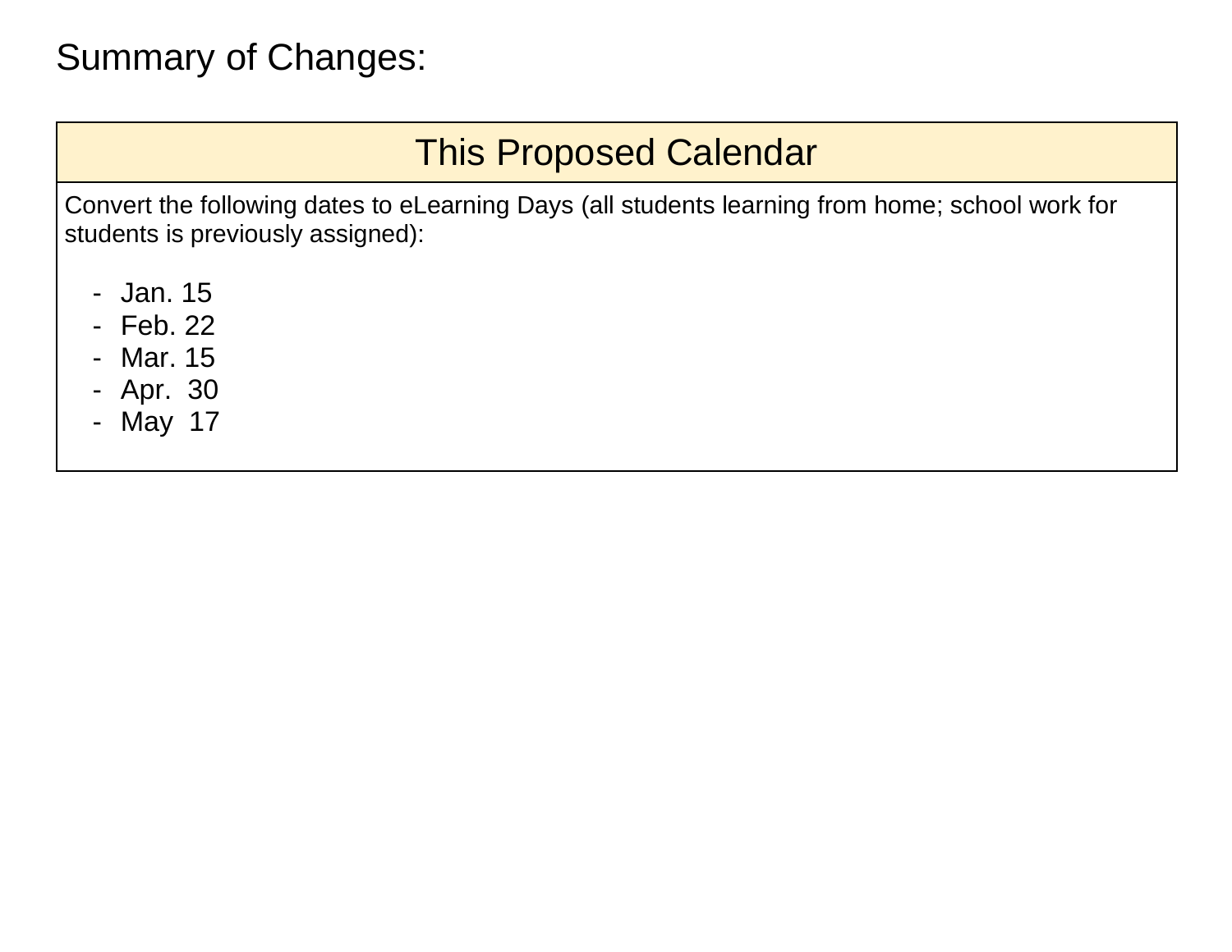# Summary of Changes:

| This Proposed Calendar |
| --- |
| Convert the following dates to eLearning Days (all students learning from home; school work for students is previously assigned):<br><br>- Jan. 15<br>- Feb. 22<br>- Mar. 15<br>- Apr. 30<br>- May 17 |